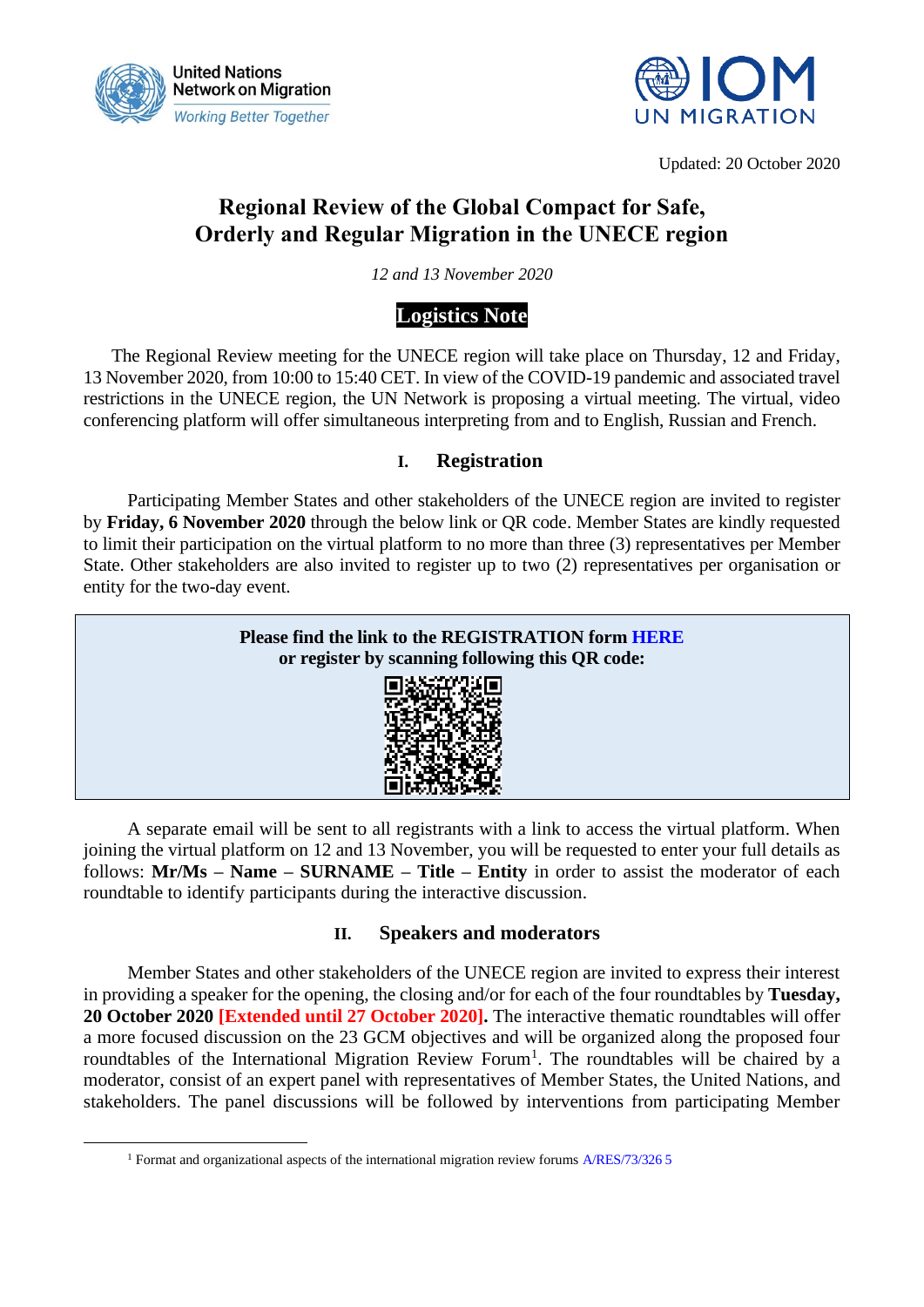Updated: 20 October 2020

# Regional Review of the Global Compact for Safe, Orderly and Regular Migration in the UNECE region

*12 and 13 November 2020*

## Logistics Note

The Regional Review meeting for the UNECE region will take place on Thursday, 12 and Friday, 13 November 2020, from 10:00 to 15:40 CET. In view of the COVID-19 pandemic and associated travel restrictions in the UNECE region, the UN Network is proposing a virtual meeting. The virtual, video conferencing platform will offer simultaneous interpreting from and to English, Russian and French.

## I. Registration

Participating Member States and other stakeholders of the UNECE region are invited to register by **Friday, 6 November 2020** through the below link or QR code. Member States are kindly requested to limit their participation on the virtual platform to no more than three (3) representatives per Member State. Other stakeholders are also invited to register up to two (2) representatives per organisation or entity for the two-day event.

**Please find the link to the REGISTRATION form HERE**
**or register by scanning following this QR code:**

A separate email will be sent to all registrants with a link to access the virtual platform. When joining the virtual platform on 12 and 13 November, you will be requested to enter your full details as follows: **Mr/Ms – Name – SURNAME – Title – Entity** in order to assist the moderator of each roundtable to identify participants during the interactive discussion.

## II. Speakers and moderators

Member States and other stakeholders of the UNECE region are invited to express their interest in providing a speaker for the opening, the closing and/or for each of the four roundtables by **Tuesday, 20 October 2020** **[Extended until 27 October 2020].** The interactive thematic roundtables will offer a more focused discussion on the 23 GCM objectives and will be organized along the proposed four roundtables of the International Migration Review Forum[1]. The roundtables will be chaired by a moderator, consist of an expert panel with representatives of Member States, the United Nations, and stakeholders. The panel discussions will be followed by interventions from participating Member

[1] Format and organizational aspects of the international migration review forums A/RES/73/326 5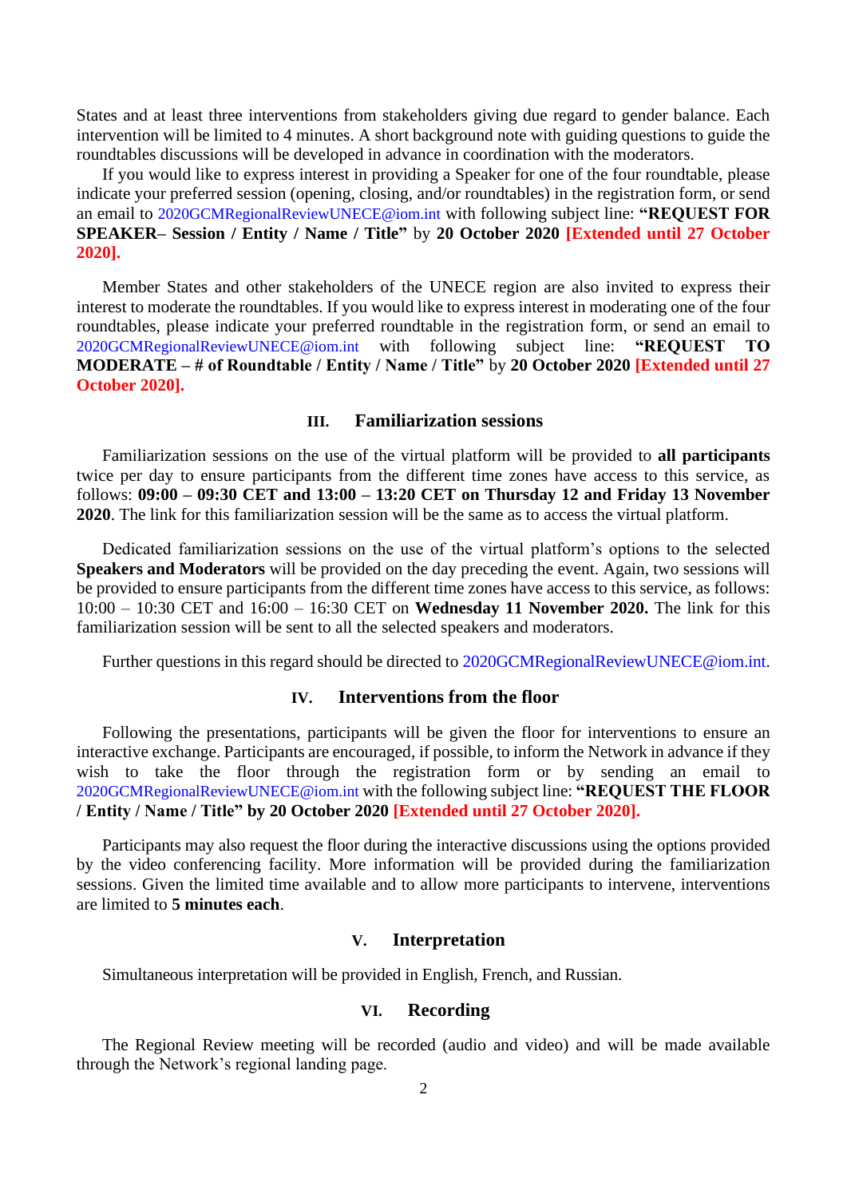States and at least three interventions from stakeholders giving due regard to gender balance. Each intervention will be limited to 4 minutes. A short background note with guiding questions to guide the roundtables discussions will be developed in advance in coordination with the moderators.

If you would like to express interest in providing a Speaker for one of the four roundtable, please indicate your preferred session (opening, closing, and/or roundtables) in the registration form, or send an email to 2020GCMRegionalReviewUNECE@iom.int with following subject line: **"REQUEST FOR SPEAKER– Session / Entity / Name / Title"** by **20 October 2020** **[Extended until 27 October 2020].**

Member States and other stakeholders of the UNECE region are also invited to express their interest to moderate the roundtables. If you would like to express interest in moderating one of the four roundtables, please indicate your preferred roundtable in the registration form, or send an email to 2020GCMRegionalReviewUNECE@iom.int with following subject line: **"REQUEST TO MODERATE – # of Roundtable / Entity / Name / Title"** by **20 October 2020** **[Extended until 27 October 2020].**

## III. Familiarization sessions

Familiarization sessions on the use of the virtual platform will be provided to **all participants** twice per day to ensure participants from the different time zones have access to this service, as follows: **09:00 – 09:30 CET and 13:00 – 13:20 CET on Thursday 12 and Friday 13 November 2020**. The link for this familiarization session will be the same as to access the virtual platform.

Dedicated familiarization sessions on the use of the virtual platform's options to the selected **Speakers and Moderators** will be provided on the day preceding the event. Again, two sessions will be provided to ensure participants from the different time zones have access to this service, as follows: 10:00 – 10:30 CET and 16:00 – 16:30 CET on **Wednesday 11 November 2020.** The link for this familiarization session will be sent to all the selected speakers and moderators.

Further questions in this regard should be directed to 2020GCMRegionalReviewUNECE@iom.int.

## IV. Interventions from the floor

Following the presentations, participants will be given the floor for interventions to ensure an interactive exchange. Participants are encouraged, if possible, to inform the Network in advance if they wish to take the floor through the registration form or by sending an email to 2020GCMRegionalReviewUNECE@iom.int with the following subject line: **"REQUEST THE FLOOR / Entity / Name / Title" by 20 October 2020** **[Extended until 27 October 2020].**

Participants may also request the floor during the interactive discussions using the options provided by the video conferencing facility. More information will be provided during the familiarization sessions. Given the limited time available and to allow more participants to intervene, interventions are limited to **5 minutes each**.

## V. Interpretation

Simultaneous interpretation will be provided in English, French, and Russian.

## VI. Recording

The Regional Review meeting will be recorded (audio and video) and will be made available through the Network's regional landing page.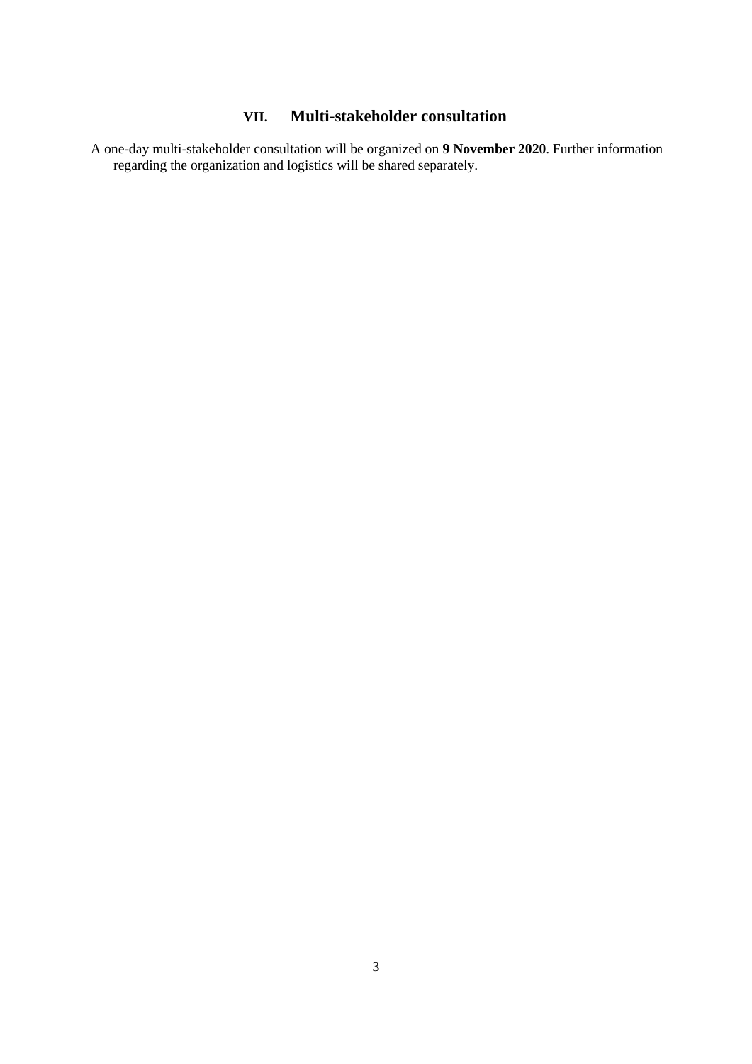## VII. Multi-stakeholder consultation

A one-day multi-stakeholder consultation will be organized on **9 November 2020**. Further information regarding the organization and logistics will be shared separately.